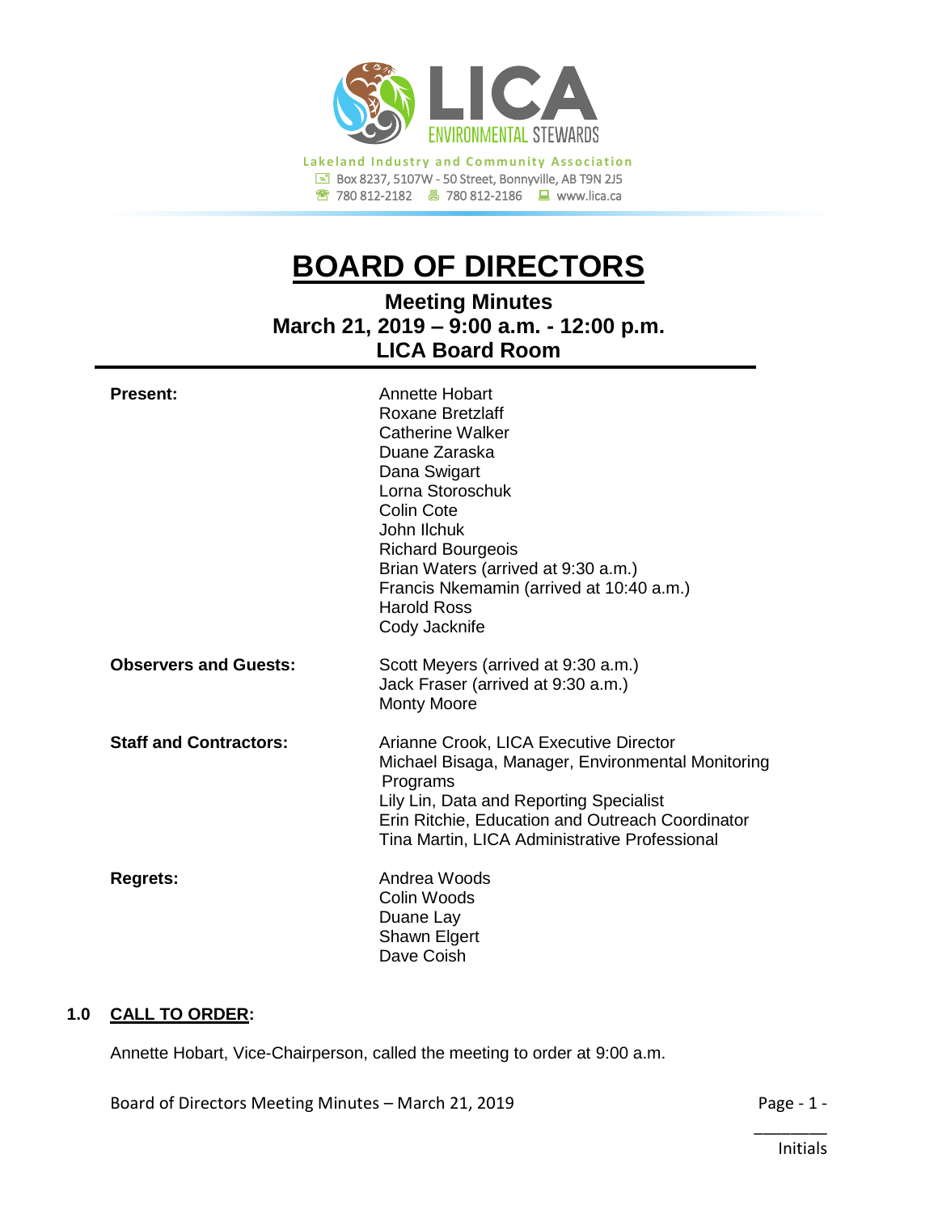LICA ENVIRONMENTAL STEWARDS

Lakeland Industry and Community Association
Box 8237, 5107W - 50 Street, Bonnyville, AB T9N 2J5
780 812-2182 780 812-2186 www.lica.ca

# BOARD OF DIRECTORS

## Meeting Minutes
## March 21, 2019 – 9:00 a.m. - 12:00 p.m.
## LICA Board Room

| | |
|---|---|
| **Present:** | Annette Hobart<br>Roxane Bretzlaff<br>Catherine Walker<br>Duane Zaraska<br>Dana Swigart<br>Lorna Storoschuk<br>Colin Cote<br>John Ilchuk<br>Richard Bourgeois<br>Brian Waters (arrived at 9:30 a.m.)<br>Francis Nkemamin (arrived at 10:40 a.m.)<br>Harold Ross<br>Cody Jacknife |
| **Observers and Guests:** | Scott Meyers (arrived at 9:30 a.m.)<br>Jack Fraser (arrived at 9:30 a.m.)<br>Monty Moore |
| **Staff and Contractors:** | Arianne Crook, LICA Executive Director<br>Michael Bisaga, Manager, Environmental Monitoring Programs<br>Lily Lin, Data and Reporting Specialist<br>Erin Ritchie, Education and Outreach Coordinator<br>Tina Martin, LICA Administrative Professional |
| **Regrets:** | Andrea Woods<br>Colin Woods<br>Duane Lay<br>Shawn Elgert<br>Dave Coish |

### 1.0 CALL TO ORDER:

Annette Hobart, Vice-Chairperson, called the meeting to order at 9:00 a.m.

________
Initials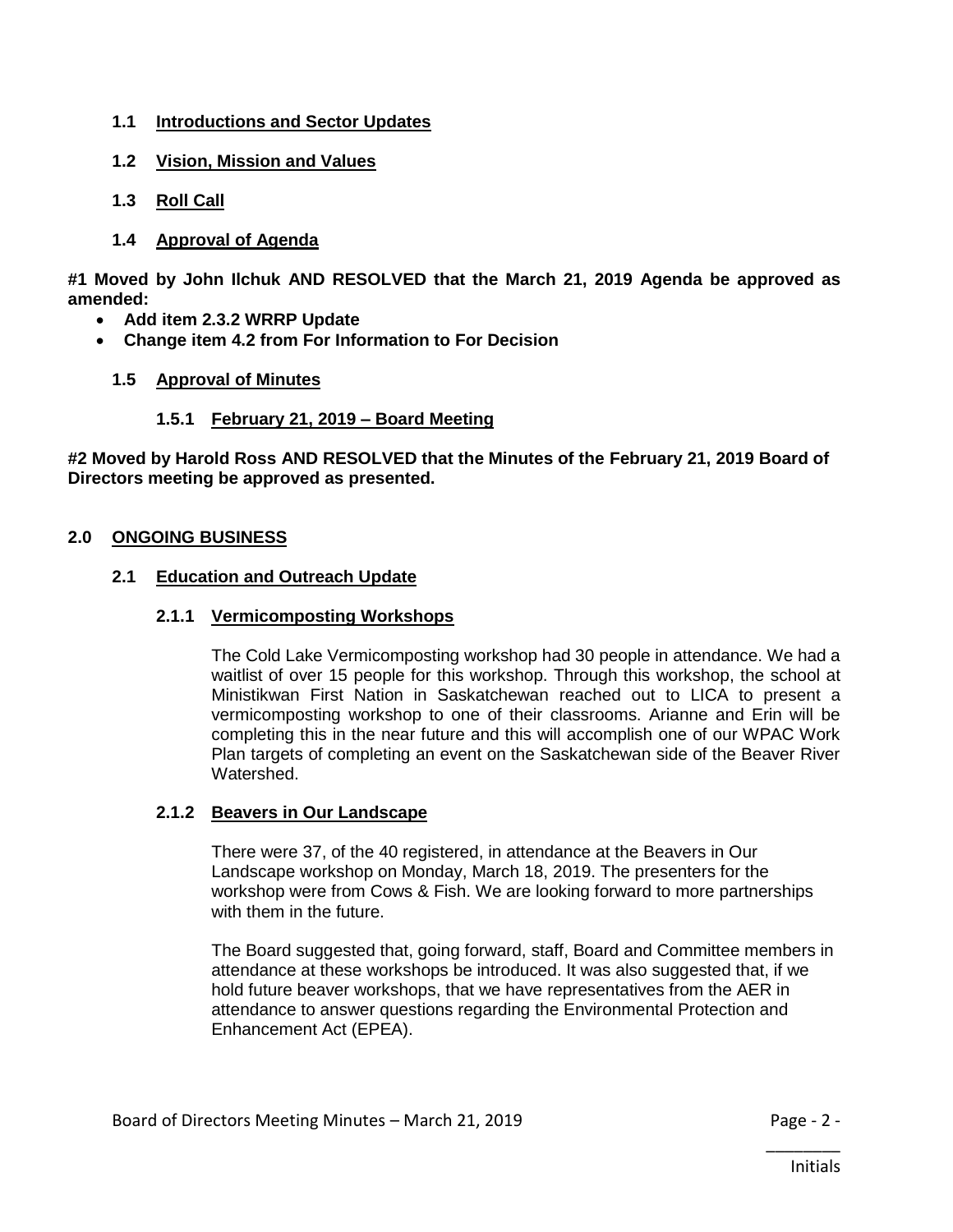### 1.1 Introductions and Sector Updates

### 1.2 Vision, Mission and Values

### 1.3 Roll Call

### 1.4 Approval of Agenda

**#1 Moved by John Ilchuk AND RESOLVED that the March 21, 2019 Agenda be approved as amended:**

- **Add item 2.3.2 WRRP Update**
- **Change item 4.2 from For Information to For Decision**

### 1.5 Approval of Minutes

#### 1.5.1 February 21, 2019 – Board Meeting

**#2 Moved by Harold Ross AND RESOLVED that the Minutes of the February 21, 2019 Board of Directors meeting be approved as presented.**

## 2.0 ONGOING BUSINESS

### 2.1 Education and Outreach Update

#### 2.1.1 Vermicomposting Workshops

The Cold Lake Vermicomposting workshop had 30 people in attendance. We had a waitlist of over 15 people for this workshop. Through this workshop, the school at Ministikwan First Nation in Saskatchewan reached out to LICA to present a vermicomposting workshop to one of their classrooms. Arianne and Erin will be completing this in the near future and this will accomplish one of our WPAC Work Plan targets of completing an event on the Saskatchewan side of the Beaver River Watershed.

#### 2.1.2 Beavers in Our Landscape

There were 37, of the 40 registered, in attendance at the Beavers in Our Landscape workshop on Monday, March 18, 2019. The presenters for the workshop were from Cows & Fish. We are looking forward to more partnerships with them in the future.

The Board suggested that, going forward, staff, Board and Committee members in attendance at these workshops be introduced. It was also suggested that, if we hold future beaver workshops, that we have representatives from the AER in attendance to answer questions regarding the Environmental Protection and Enhancement Act (EPEA).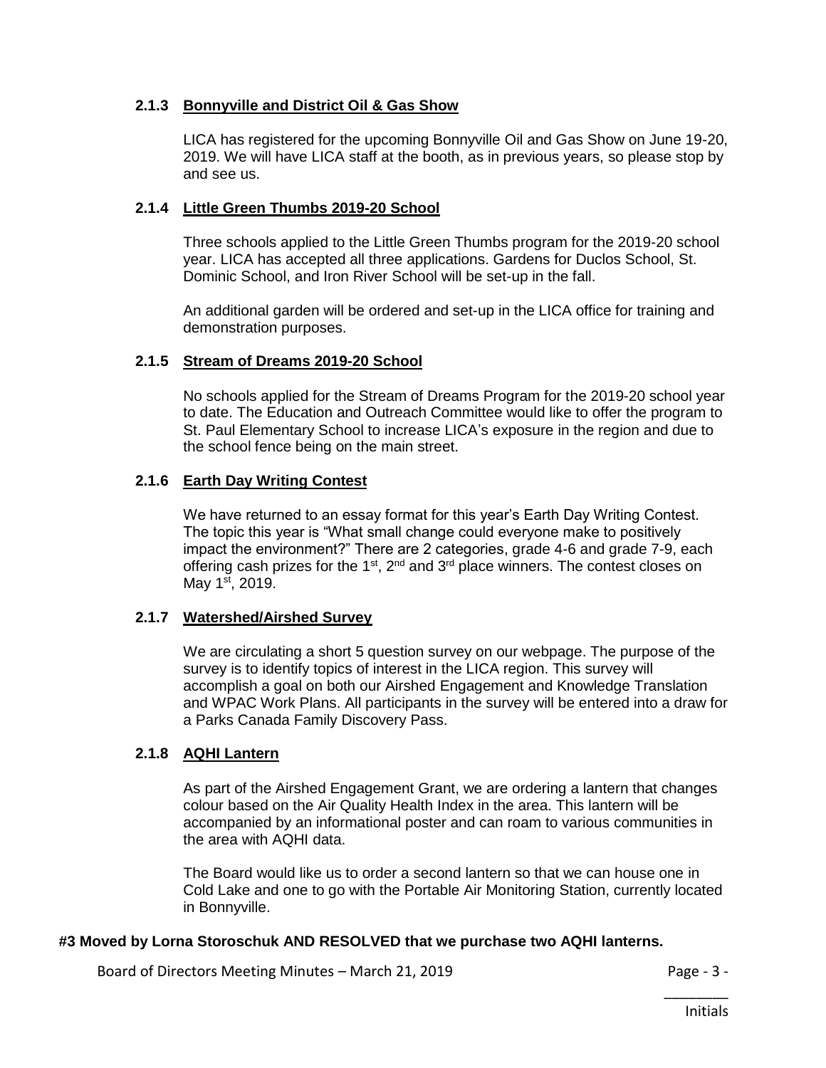### 2.1.3 Bonnyville and District Oil & Gas Show

LICA has registered for the upcoming Bonnyville Oil and Gas Show on June 19-20, 2019. We will have LICA staff at the booth, as in previous years, so please stop by and see us.

### 2.1.4 Little Green Thumbs 2019-20 School

Three schools applied to the Little Green Thumbs program for the 2019-20 school year. LICA has accepted all three applications. Gardens for Duclos School, St. Dominic School, and Iron River School will be set-up in the fall.

An additional garden will be ordered and set-up in the LICA office for training and demonstration purposes.

### 2.1.5 Stream of Dreams 2019-20 School

No schools applied for the Stream of Dreams Program for the 2019-20 school year to date. The Education and Outreach Committee would like to offer the program to St. Paul Elementary School to increase LICA's exposure in the region and due to the school fence being on the main street.

### 2.1.6 Earth Day Writing Contest

We have returned to an essay format for this year's Earth Day Writing Contest. The topic this year is "What small change could everyone make to positively impact the environment?" There are 2 categories, grade 4-6 and grade 7-9, each offering cash prizes for the 1st, 2nd and 3rd place winners. The contest closes on May 1st, 2019.

### 2.1.7 Watershed/Airshed Survey

We are circulating a short 5 question survey on our webpage. The purpose of the survey is to identify topics of interest in the LICA region. This survey will accomplish a goal on both our Airshed Engagement and Knowledge Translation and WPAC Work Plans. All participants in the survey will be entered into a draw for a Parks Canada Family Discovery Pass.

### 2.1.8 AQHI Lantern

As part of the Airshed Engagement Grant, we are ordering a lantern that changes colour based on the Air Quality Health Index in the area. This lantern will be accompanied by an informational poster and can roam to various communities in the area with AQHI data.

The Board would like us to order a second lantern so that we can house one in Cold Lake and one to go with the Portable Air Monitoring Station, currently located in Bonnyville.

**#3 Moved by Lorna Storoschuk AND RESOLVED that we purchase two AQHI lanterns.**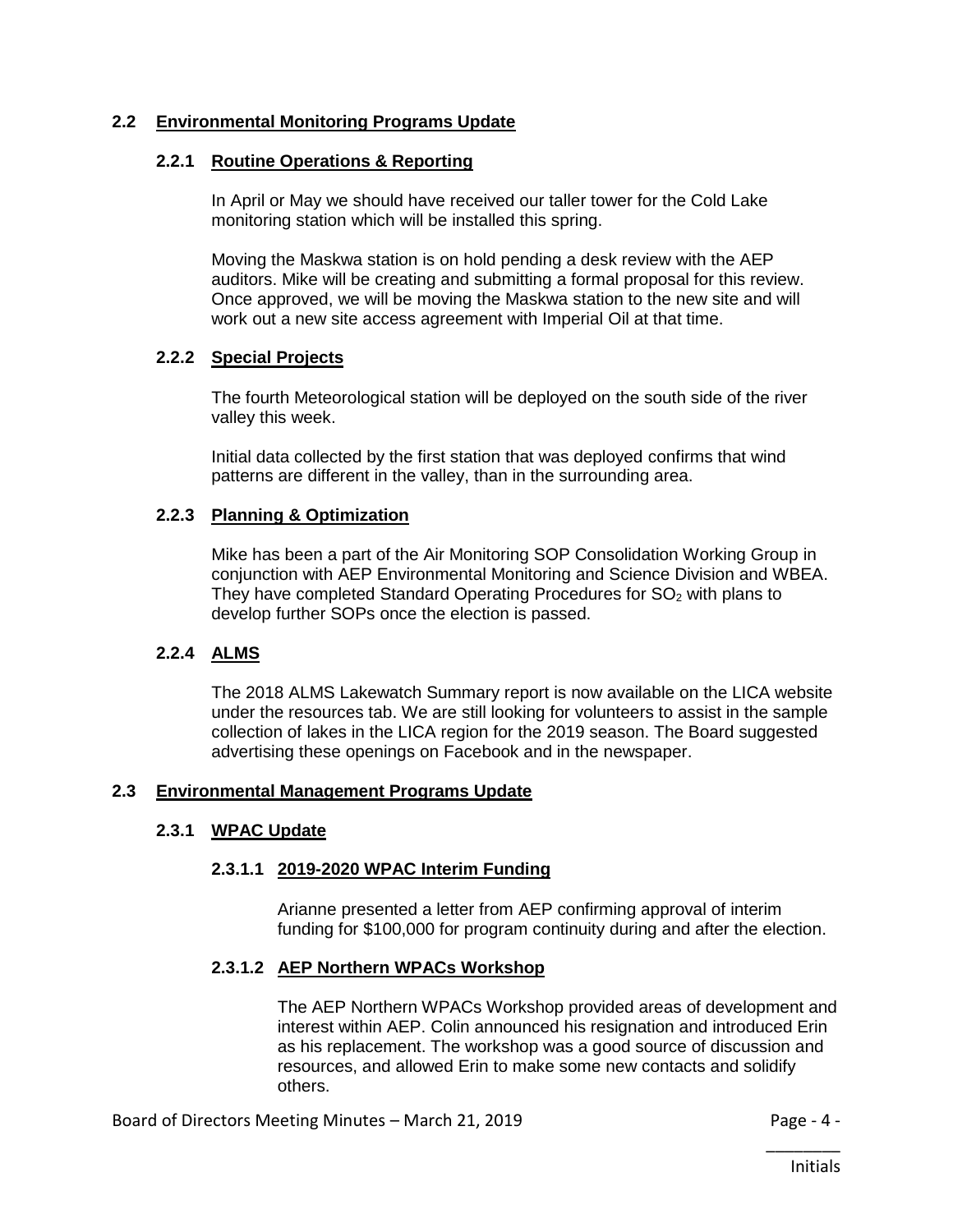## 2.2 Environmental Monitoring Programs Update

### 2.2.1 Routine Operations & Reporting

In April or May we should have received our taller tower for the Cold Lake monitoring station which will be installed this spring.

Moving the Maskwa station is on hold pending a desk review with the AEP auditors. Mike will be creating and submitting a formal proposal for this review. Once approved, we will be moving the Maskwa station to the new site and will work out a new site access agreement with Imperial Oil at that time.

### 2.2.2 Special Projects

The fourth Meteorological station will be deployed on the south side of the river valley this week.

Initial data collected by the first station that was deployed confirms that wind patterns are different in the valley, than in the surrounding area.

### 2.2.3 Planning & Optimization

Mike has been a part of the Air Monitoring SOP Consolidation Working Group in conjunction with AEP Environmental Monitoring and Science Division and WBEA. They have completed Standard Operating Procedures for $SO_2$ with plans to develop further SOPs once the election is passed.

### 2.2.4 ALMS

The 2018 ALMS Lakewatch Summary report is now available on the LICA website under the resources tab. We are still looking for volunteers to assist in the sample collection of lakes in the LICA region for the 2019 season. The Board suggested advertising these openings on Facebook and in the newspaper.

## 2.3 Environmental Management Programs Update

### 2.3.1 WPAC Update

#### 2.3.1.1 2019-2020 WPAC Interim Funding

Arianne presented a letter from AEP confirming approval of interim funding for $100,000 for program continuity during and after the election.

#### 2.3.1.2 AEP Northern WPACs Workshop

The AEP Northern WPACs Workshop provided areas of development and interest within AEP. Colin announced his resignation and introduced Erin as his replacement. The workshop was a good source of discussion and resources, and allowed Erin to make some new contacts and solidify others.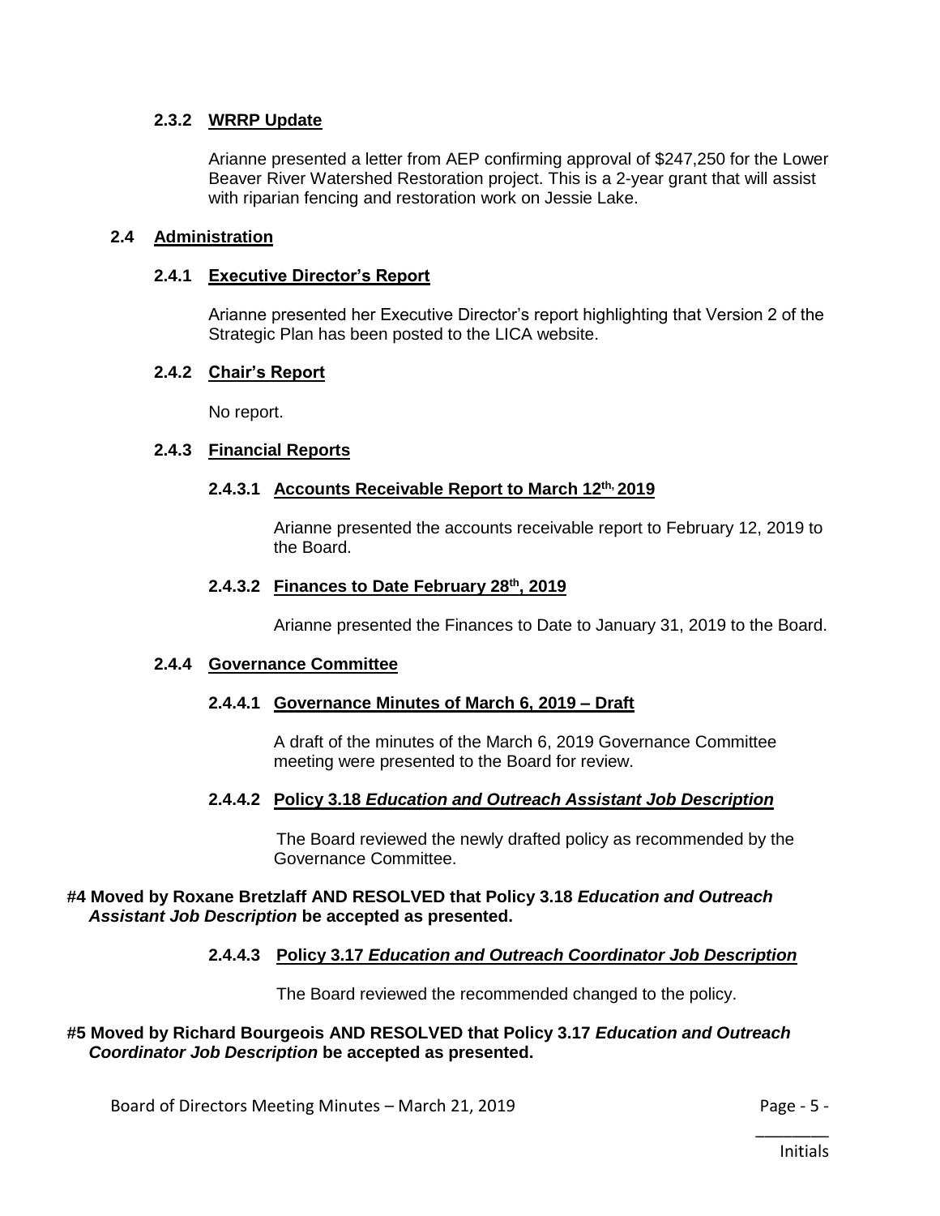### 2.3.2 WRRP Update

Arianne presented a letter from AEP confirming approval of $247,250 for the Lower Beaver River Watershed Restoration project. This is a 2-year grant that will assist with riparian fencing and restoration work on Jessie Lake.

## 2.4 Administration

### 2.4.1 Executive Director's Report

Arianne presented her Executive Director's report highlighting that Version 2 of the Strategic Plan has been posted to the LICA website.

### 2.4.2 Chair's Report

No report.

### 2.4.3 Financial Reports

#### 2.4.3.1 Accounts Receivable Report to March 12th, 2019

Arianne presented the accounts receivable report to February 12, 2019 to the Board.

#### 2.4.3.2 Finances to Date February 28th, 2019

Arianne presented the Finances to Date to January 31, 2019 to the Board.

### 2.4.4 Governance Committee

#### 2.4.4.1 Governance Minutes of March 6, 2019 – Draft

A draft of the minutes of the March 6, 2019 Governance Committee meeting were presented to the Board for review.

#### 2.4.4.2 Policy 3.18 *Education and Outreach Assistant Job Description*

The Board reviewed the newly drafted policy as recommended by the Governance Committee.

**#4 Moved by Roxane Bretzlaff AND RESOLVED that Policy 3.18 *Education and Outreach Assistant Job Description* be accepted as presented.**

#### 2.4.4.3 Policy 3.17 *Education and Outreach Coordinator Job Description*

The Board reviewed the recommended changed to the policy.

**#5 Moved by Richard Bourgeois AND RESOLVED that Policy 3.17 *Education and Outreach Coordinator Job Description* be accepted as presented.**

Board of Directors Meeting Minutes – March 21, 2019

________
Initials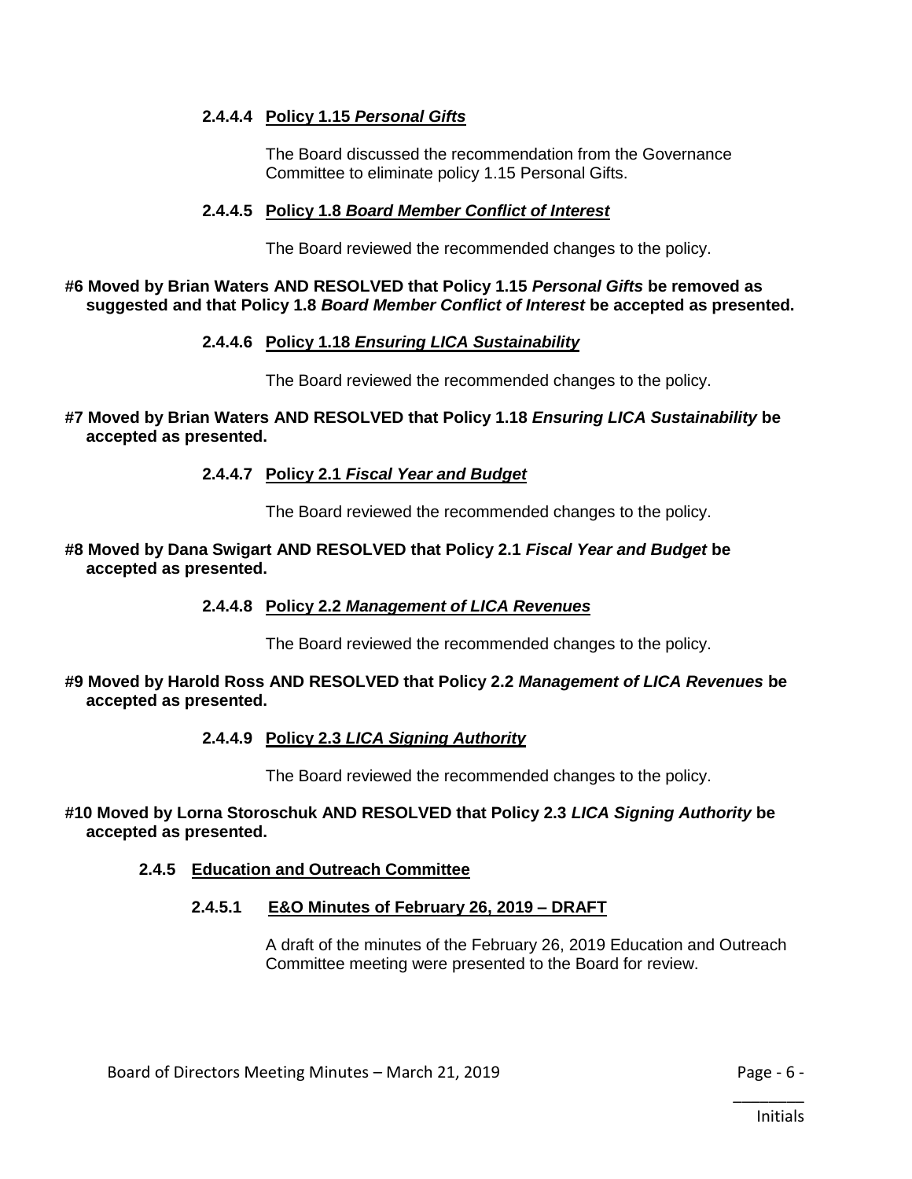#### 2.4.4.4 **Policy 1.15 *Personal Gifts***

The Board discussed the recommendation from the Governance Committee to eliminate policy 1.15 Personal Gifts.

#### 2.4.4.5 **Policy 1.8 *Board Member Conflict of Interest***

The Board reviewed the recommended changes to the policy.

**#6 Moved by Brian Waters AND RESOLVED that Policy 1.15 *Personal Gifts* be removed as suggested and that Policy 1.8 *Board Member Conflict of Interest* be accepted as presented.**

#### 2.4.4.6 **Policy 1.18 *Ensuring LICA Sustainability***

The Board reviewed the recommended changes to the policy.

**#7 Moved by Brian Waters AND RESOLVED that Policy 1.18 *Ensuring LICA Sustainability* be accepted as presented.**

#### 2.4.4.7 **Policy 2.1 *Fiscal Year and Budget***

The Board reviewed the recommended changes to the policy.

**#8 Moved by Dana Swigart AND RESOLVED that Policy 2.1 *Fiscal Year and Budget* be accepted as presented.**

#### 2.4.4.8 **Policy 2.2 *Management of LICA Revenues***

The Board reviewed the recommended changes to the policy.

**#9 Moved by Harold Ross AND RESOLVED that Policy 2.2 *Management of LICA Revenues* be accepted as presented.**

#### 2.4.4.9 **Policy 2.3 *LICA Signing Authority***

The Board reviewed the recommended changes to the policy.

**#10 Moved by Lorna Storoschuk AND RESOLVED that Policy 2.3 *LICA Signing Authority* be accepted as presented.**

### 2.4.5 **Education and Outreach Committee**

#### 2.4.5.1 **E&O Minutes of February 26, 2019 – DRAFT**

A draft of the minutes of the February 26, 2019 Education and Outreach Committee meeting were presented to the Board for review.

________
Initials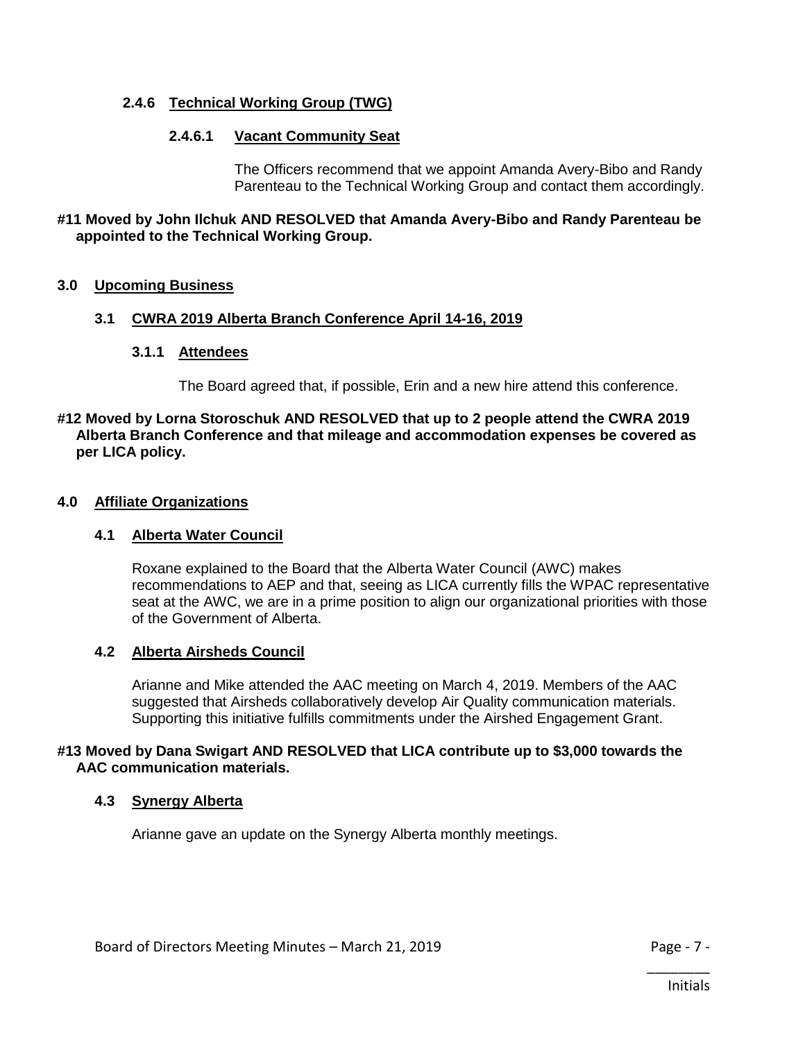#### 2.4.6 Technical Working Group (TWG)

##### 2.4.6.1 Vacant Community Seat

The Officers recommend that we appoint Amanda Avery-Bibo and Randy Parenteau to the Technical Working Group and contact them accordingly.

**#11 Moved by John Ilchuk AND RESOLVED that Amanda Avery-Bibo and Randy Parenteau be appointed to the Technical Working Group.**

## 3.0 Upcoming Business

### 3.1 CWRA 2019 Alberta Branch Conference April 14-16, 2019

#### 3.1.1 Attendees

The Board agreed that, if possible, Erin and a new hire attend this conference.

**#12 Moved by Lorna Storoschuk AND RESOLVED that up to 2 people attend the CWRA 2019 Alberta Branch Conference and that mileage and accommodation expenses be covered as per LICA policy.**

## 4.0 Affiliate Organizations

### 4.1 Alberta Water Council

Roxane explained to the Board that the Alberta Water Council (AWC) makes recommendations to AEP and that, seeing as LICA currently fills the WPAC representative seat at the AWC, we are in a prime position to align our organizational priorities with those of the Government of Alberta.

### 4.2 Alberta Airsheds Council

Arianne and Mike attended the AAC meeting on March 4, 2019. Members of the AAC suggested that Airsheds collaboratively develop Air Quality communication materials. Supporting this initiative fulfills commitments under the Airshed Engagement Grant.

**#13 Moved by Dana Swigart AND RESOLVED that LICA contribute up to $3,000 towards the AAC communication materials.**

### 4.3 Synergy Alberta

Arianne gave an update on the Synergy Alberta monthly meetings.

________
Initials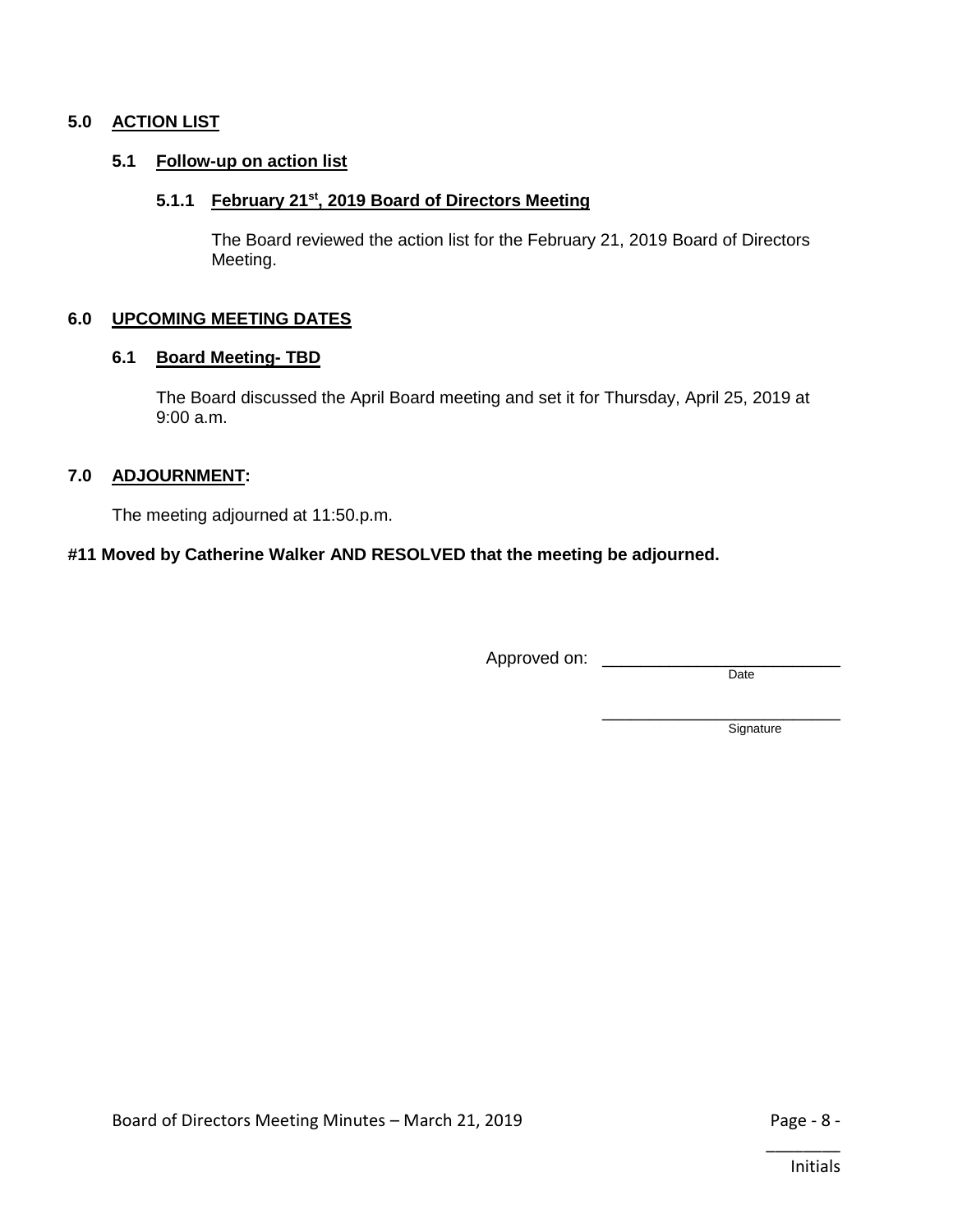## 5.0 ACTION LIST

### 5.1 Follow-up on action list

#### 5.1.1 February 21st, 2019 Board of Directors Meeting

The Board reviewed the action list for the February 21, 2019 Board of Directors Meeting.

## 6.0 UPCOMING MEETING DATES

### 6.1 Board Meeting- TBD

The Board discussed the April Board meeting and set it for Thursday, April 25, 2019 at 9:00 a.m.

## 7.0 ADJOURNMENT:

The meeting adjourned at 11:50.p.m.

**#11 Moved by Catherine Walker AND RESOLVED that the meeting be adjourned.**

Approved on: ________________________
Date

________________________
Signature

________
Initials